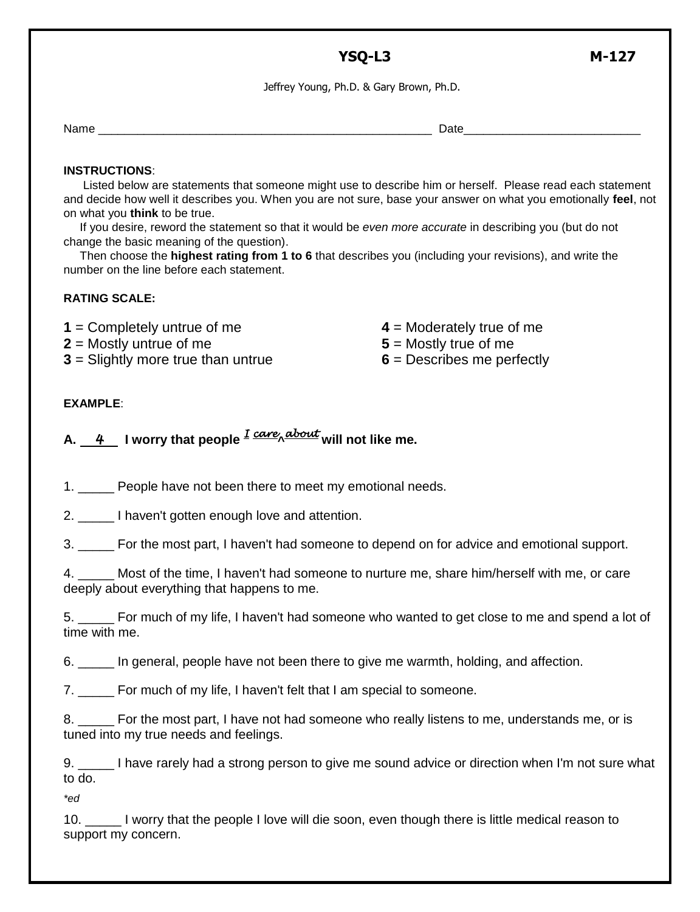**YSQ-L3** **M-127**

Jeffrey Young, Ph.D. & Gary Brown, Ph.D.

Name ___________________________________________________ Date___________________________

**INSTRUCTIONS**:

Listed below are statements that someone might use to describe him or herself. Please read each statement and decide how well it describes you. When you are not sure, base your answer on what you emotionally **feel**, not on what you **think** to be true.

If you desire, reword the statement so that it would be *even more accurate* in describing you (but do not change the basic meaning of the question).

Then choose the **highest rating from 1 to 6** that describes you (including your revisions), and write the number on the line before each statement.

**RATING SCALE:**

**1** = Completely untrue of me
**2** = Mostly untrue of me
**3** = Slightly more true than untrue
**4** = Moderately true of me
**5** = Mostly true of me
**6** = Describes me perfectly

**EXAMPLE**:

**A. __4__ I worry that people ^I care about^ will not like me.**

1. _____ People have not been there to meet my emotional needs.

2. _____ I haven't gotten enough love and attention.

3. _____ For the most part, I haven't had someone to depend on for advice and emotional support.

4. _____ Most of the time, I haven't had someone to nurture me, share him/herself with me, or care deeply about everything that happens to me.

5. _____ For much of my life, I haven't had someone who wanted to get close to me and spend a lot of time with me.

6. _____ In general, people have not been there to give me warmth, holding, and affection.

7. _____ For much of my life, I haven't felt that I am special to someone.

8. _____ For the most part, I have not had someone who really listens to me, understands me, or is tuned into my true needs and feelings.

9. _____ I have rarely had a strong person to give me sound advice or direction when I'm not sure what to do.

*\*ed*

10. _____ I worry that the people I love will die soon, even though there is little medical reason to support my concern.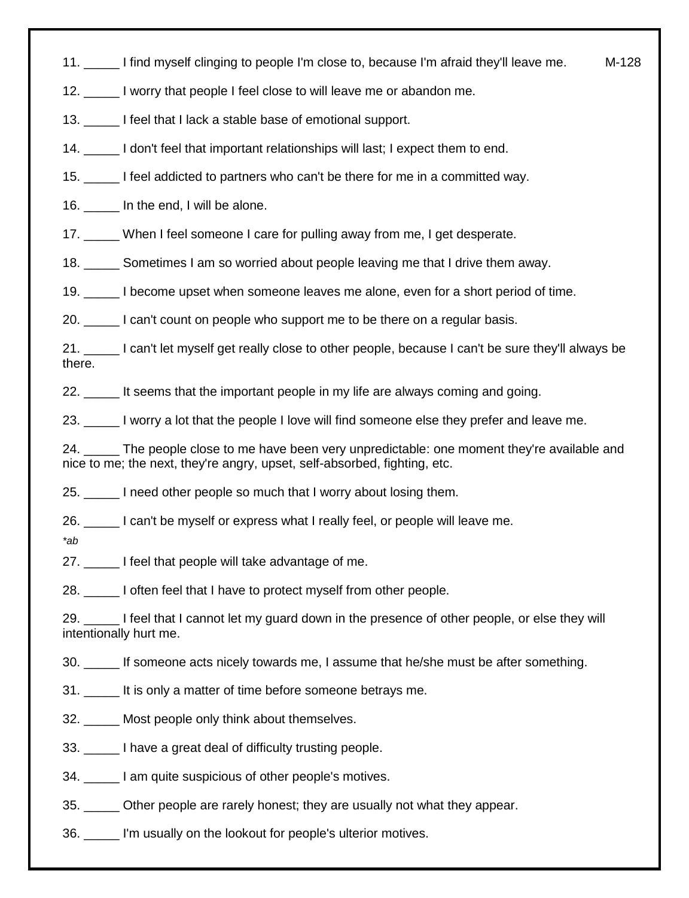11. _____ I find myself clinging to people I'm close to, because I'm afraid they'll leave me. M-128

12. _____ I worry that people I feel close to will leave me or abandon me.

13. _____ I feel that I lack a stable base of emotional support.

14. _____ I don't feel that important relationships will last; I expect them to end.

15. _____ I feel addicted to partners who can't be there for me in a committed way.

16. _____ In the end, I will be alone.

17. _____ When I feel someone I care for pulling away from me, I get desperate.

18. _____ Sometimes I am so worried about people leaving me that I drive them away.

19. _____ I become upset when someone leaves me alone, even for a short period of time.

20. _____ I can't count on people who support me to be there on a regular basis.

21. _____ I can't let myself get really close to other people, because I can't be sure they'll always be there.

22. _____ It seems that the important people in my life are always coming and going.

23. _____ I worry a lot that the people I love will find someone else they prefer and leave me.

24. _____ The people close to me have been very unpredictable: one moment they're available and nice to me; the next, they're angry, upset, self-absorbed, fighting, etc.

25. _____ I need other people so much that I worry about losing them.

26. _____ I can't be myself or express what I really feel, or people will leave me.

*\*ab*

27. _____ I feel that people will take advantage of me.

28. _____ I often feel that I have to protect myself from other people.

29. _____ I feel that I cannot let my guard down in the presence of other people, or else they will intentionally hurt me.

30. _____ If someone acts nicely towards me, I assume that he/she must be after something.

31. _____ It is only a matter of time before someone betrays me.

32. _____ Most people only think about themselves.

33. _____ I have a great deal of difficulty trusting people.

34. _____ I am quite suspicious of other people's motives.

35. _____ Other people are rarely honest; they are usually not what they appear.

36. _____ I'm usually on the lookout for people's ulterior motives.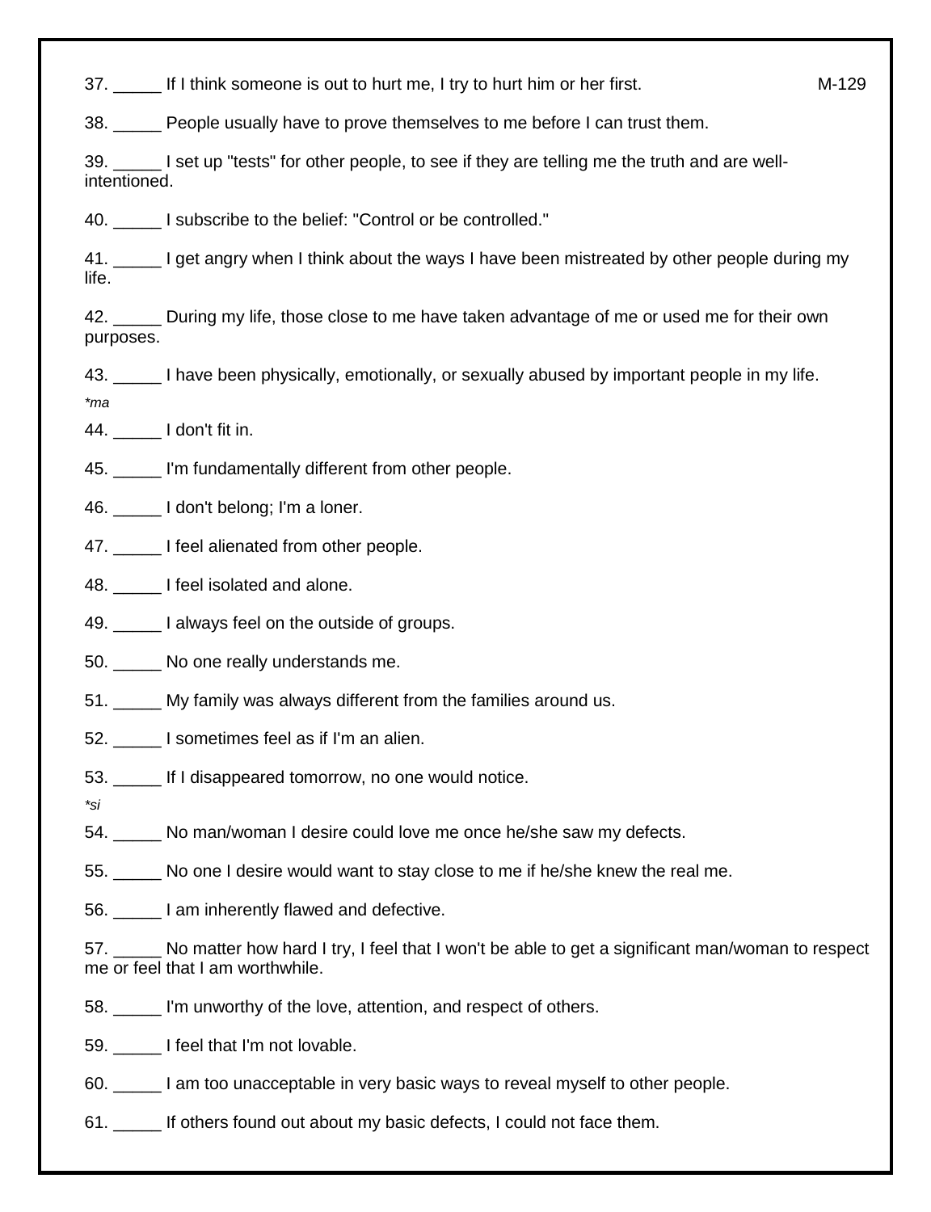37. _____ If I think someone is out to hurt me, I try to hurt him or her first. M-129

38. _____ People usually have to prove themselves to me before I can trust them.

39. _____ I set up "tests" for other people, to see if they are telling me the truth and are well-intentioned.

40. _____ I subscribe to the belief: "Control or be controlled."

41. _____ I get angry when I think about the ways I have been mistreated by other people during my life.

42. _____ During my life, those close to me have taken advantage of me or used me for their own purposes.

43. _____ I have been physically, emotionally, or sexually abused by important people in my life.

*\*ma*

44. _____ I don't fit in.

45. _____ I'm fundamentally different from other people.

46. _____ I don't belong; I'm a loner.

47. _____ I feel alienated from other people.

48. _____ I feel isolated and alone.

49. _____ I always feel on the outside of groups.

50. _____ No one really understands me.

51. _____ My family was always different from the families around us.

52. _____ I sometimes feel as if I'm an alien.

53. _____ If I disappeared tomorrow, no one would notice.

*\*si*

54. _____ No man/woman I desire could love me once he/she saw my defects.

55. _____ No one I desire would want to stay close to me if he/she knew the real me.

56. _____ I am inherently flawed and defective.

57. _____ No matter how hard I try, I feel that I won't be able to get a significant man/woman to respect me or feel that I am worthwhile.

58. _____ I'm unworthy of the love, attention, and respect of others.

59. _____ I feel that I'm not lovable.

60. _____ I am too unacceptable in very basic ways to reveal myself to other people.

61. _____ If others found out about my basic defects, I could not face them.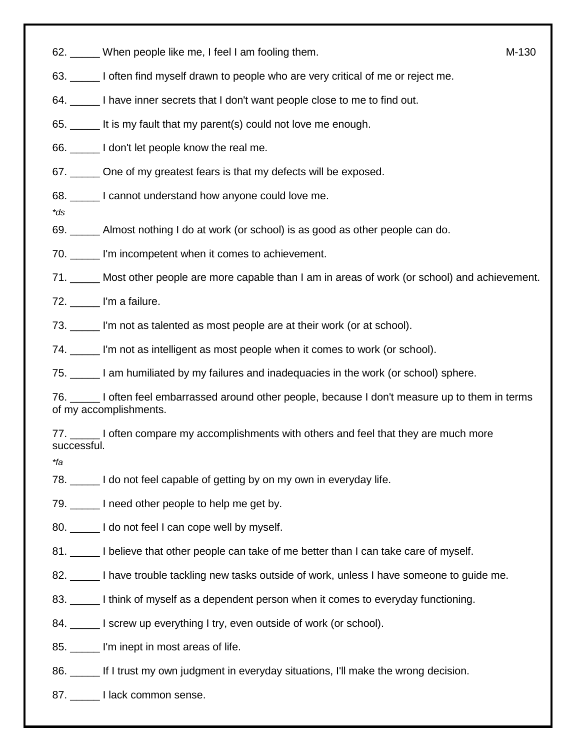62. _____ When people like me, I feel I am fooling them. M-130

63. _____ I often find myself drawn to people who are very critical of me or reject me.

64. _____ I have inner secrets that I don't want people close to me to find out.

65. _____ It is my fault that my parent(s) could not love me enough.

66. _____ I don't let people know the real me.

67. _____ One of my greatest fears is that my defects will be exposed.

68. _____ I cannot understand how anyone could love me.

*ds*

69. _____ Almost nothing I do at work (or school) is as good as other people can do.

70. _____ I'm incompetent when it comes to achievement.

71. _____ Most other people are more capable than I am in areas of work (or school) and achievement.

72. _____ I'm a failure.

73. _____ I'm not as talented as most people are at their work (or at school).

74. _____ I'm not as intelligent as most people when it comes to work (or school).

75. _____ I am humiliated by my failures and inadequacies in the work (or school) sphere.

76. _____ I often feel embarrassed around other people, because I don't measure up to them in terms of my accomplishments.

77. _____ I often compare my accomplishments with others and feel that they are much more successful.

*fa*

78. _____ I do not feel capable of getting by on my own in everyday life.

79. _____ I need other people to help me get by.

80. _____ I do not feel I can cope well by myself.

81. _____ I believe that other people can take of me better than I can take care of myself.

82. _____ I have trouble tackling new tasks outside of work, unless I have someone to guide me.

83. _____ I think of myself as a dependent person when it comes to everyday functioning.

84. _____ I screw up everything I try, even outside of work (or school).

85. _____ I'm inept in most areas of life.

86. _____ If I trust my own judgment in everyday situations, I'll make the wrong decision.

87. _____ I lack common sense.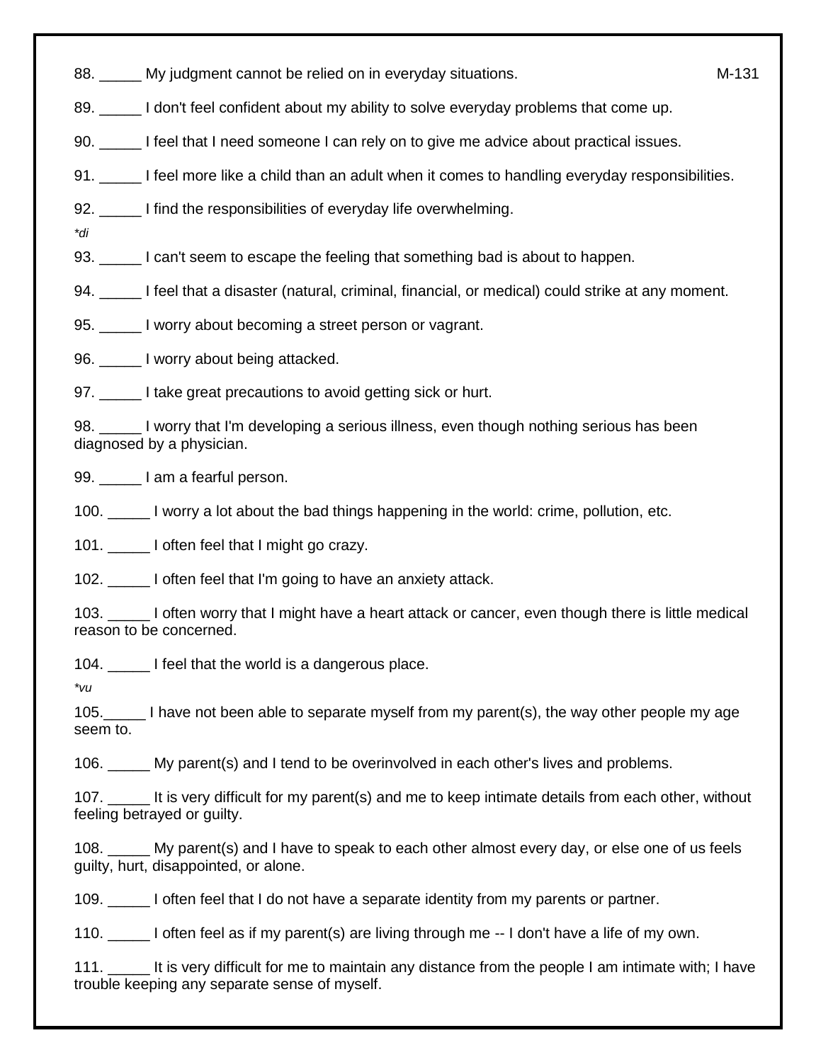88. _____ My judgment cannot be relied on in everyday situations. M-131

89. _____ I don't feel confident about my ability to solve everyday problems that come up.

90. _____ I feel that I need someone I can rely on to give me advice about practical issues.

91. _____ I feel more like a child than an adult when it comes to handling everyday responsibilities.

92. _____ I find the responsibilities of everyday life overwhelming.

*\*di*

93. _____ I can't seem to escape the feeling that something bad is about to happen.

94. _____ I feel that a disaster (natural, criminal, financial, or medical) could strike at any moment.

95. _____ I worry about becoming a street person or vagrant.

96. _____ I worry about being attacked.

97. _____ I take great precautions to avoid getting sick or hurt.

98. _____ I worry that I'm developing a serious illness, even though nothing serious has been diagnosed by a physician.

99. _____ I am a fearful person.

100. _____ I worry a lot about the bad things happening in the world: crime, pollution, etc.

101. _____ I often feel that I might go crazy.

102. _____ I often feel that I'm going to have an anxiety attack.

103. _____ I often worry that I might have a heart attack or cancer, even though there is little medical reason to be concerned.

104. _____ I feel that the world is a dangerous place.

*\*vu*

105._____ I have not been able to separate myself from my parent(s), the way other people my age seem to.

106. _____ My parent(s) and I tend to be overinvolved in each other's lives and problems.

107. _____ It is very difficult for my parent(s) and me to keep intimate details from each other, without feeling betrayed or guilty.

108. _____ My parent(s) and I have to speak to each other almost every day, or else one of us feels guilty, hurt, disappointed, or alone.

109. _____ I often feel that I do not have a separate identity from my parents or partner.

110. _____ I often feel as if my parent(s) are living through me -- I don't have a life of my own.

111. _____ It is very difficult for me to maintain any distance from the people I am intimate with; I have trouble keeping any separate sense of myself.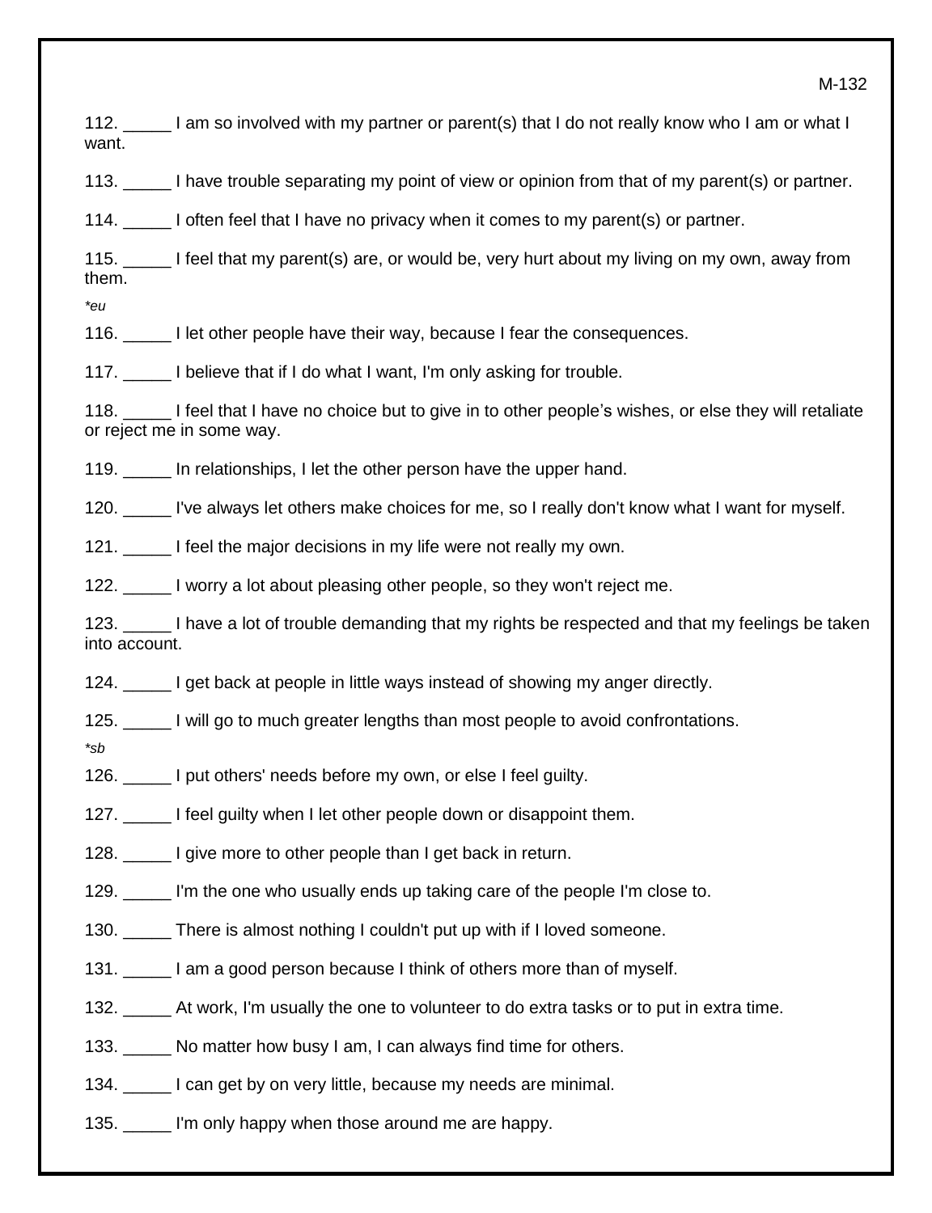112. _____ I am so involved with my partner or parent(s) that I do not really know who I am or what I want.

113. _____ I have trouble separating my point of view or opinion from that of my parent(s) or partner.

114. _____ I often feel that I have no privacy when it comes to my parent(s) or partner.

115. _____ I feel that my parent(s) are, or would be, very hurt about my living on my own, away from them.

*\*eu*

116. _____ I let other people have their way, because I fear the consequences.

117. _____ I believe that if I do what I want, I'm only asking for trouble.

118. _____ I feel that I have no choice but to give in to other people's wishes, or else they will retaliate or reject me in some way.

119. _____ In relationships, I let the other person have the upper hand.

120. _____ I've always let others make choices for me, so I really don't know what I want for myself.

121. _____ I feel the major decisions in my life were not really my own.

122. _____ I worry a lot about pleasing other people, so they won't reject me.

123. _____ I have a lot of trouble demanding that my rights be respected and that my feelings be taken into account.

124. _____ I get back at people in little ways instead of showing my anger directly.

125. _____ I will go to much greater lengths than most people to avoid confrontations.

*\*sb*

126. _____ I put others' needs before my own, or else I feel guilty.

127. _____ I feel guilty when I let other people down or disappoint them.

128. _____ I give more to other people than I get back in return.

129. _____ I'm the one who usually ends up taking care of the people I'm close to.

130. _____ There is almost nothing I couldn't put up with if I loved someone.

131. _____ I am a good person because I think of others more than of myself.

132. _____ At work, I'm usually the one to volunteer to do extra tasks or to put in extra time.

133. _____ No matter how busy I am, I can always find time for others.

134. _____ I can get by on very little, because my needs are minimal.

135. _____ I'm only happy when those around me are happy.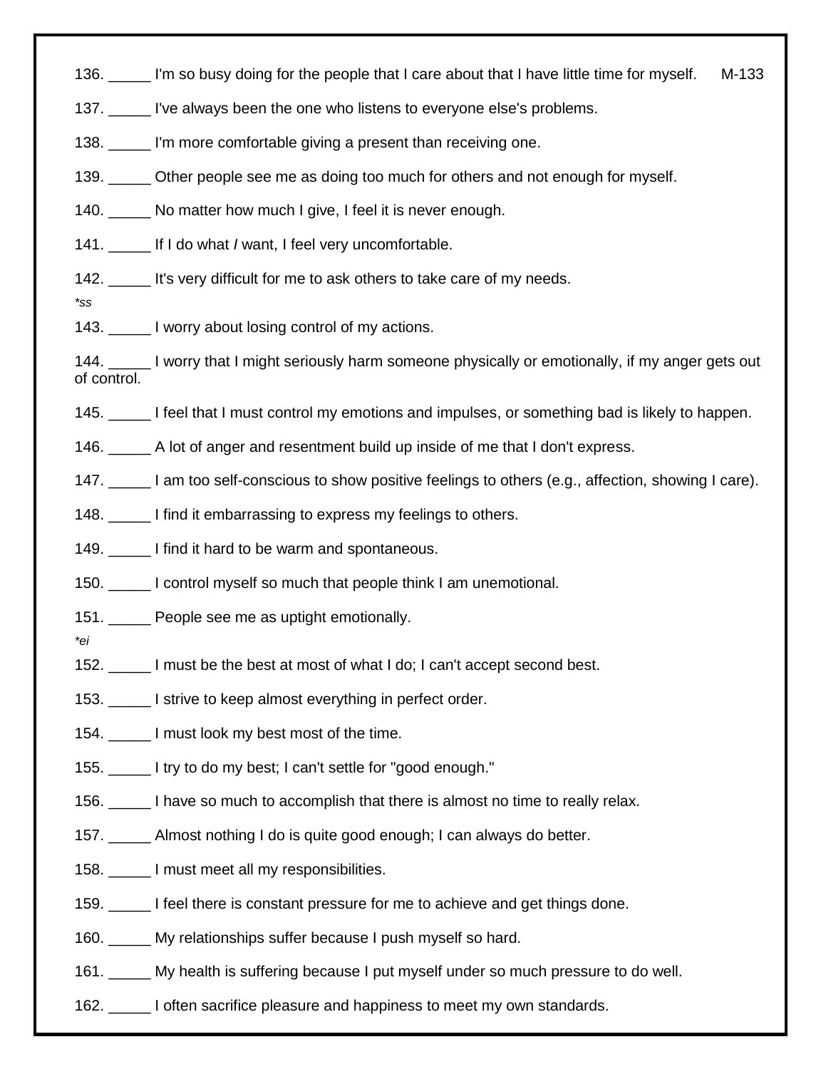136. _____ I'm so busy doing for the people that I care about that I have little time for myself. M-133

137. _____ I've always been the one who listens to everyone else's problems.

138. _____ I'm more comfortable giving a present than receiving one.

139. _____ Other people see me as doing too much for others and not enough for myself.

140. _____ No matter how much I give, I feel it is never enough.

141. _____ If I do what *I* want, I feel very uncomfortable.

142. _____ It's very difficult for me to ask others to take care of my needs.

*\*ss*

143. _____ I worry about losing control of my actions.

144. _____ I worry that I might seriously harm someone physically or emotionally, if my anger gets out of control.

145. _____ I feel that I must control my emotions and impulses, or something bad is likely to happen.

146. _____ A lot of anger and resentment build up inside of me that I don't express.

147. _____ I am too self-conscious to show positive feelings to others (e.g., affection, showing I care).

148. _____ I find it embarrassing to express my feelings to others.

149. _____ I find it hard to be warm and spontaneous.

150. _____ I control myself so much that people think I am unemotional.

151. _____ People see me as uptight emotionally.

*\*ei*

152. _____ I must be the best at most of what I do; I can't accept second best.

153. _____ I strive to keep almost everything in perfect order.

154. _____ I must look my best most of the time.

155. _____ I try to do my best; I can't settle for "good enough."

156. _____ I have so much to accomplish that there is almost no time to really relax.

157. _____ Almost nothing I do is quite good enough; I can always do better.

158. _____ I must meet all my responsibilities.

159. _____ I feel there is constant pressure for me to achieve and get things done.

160. _____ My relationships suffer because I push myself so hard.

161. _____ My health is suffering because I put myself under so much pressure to do well.

162. _____ I often sacrifice pleasure and happiness to meet my own standards.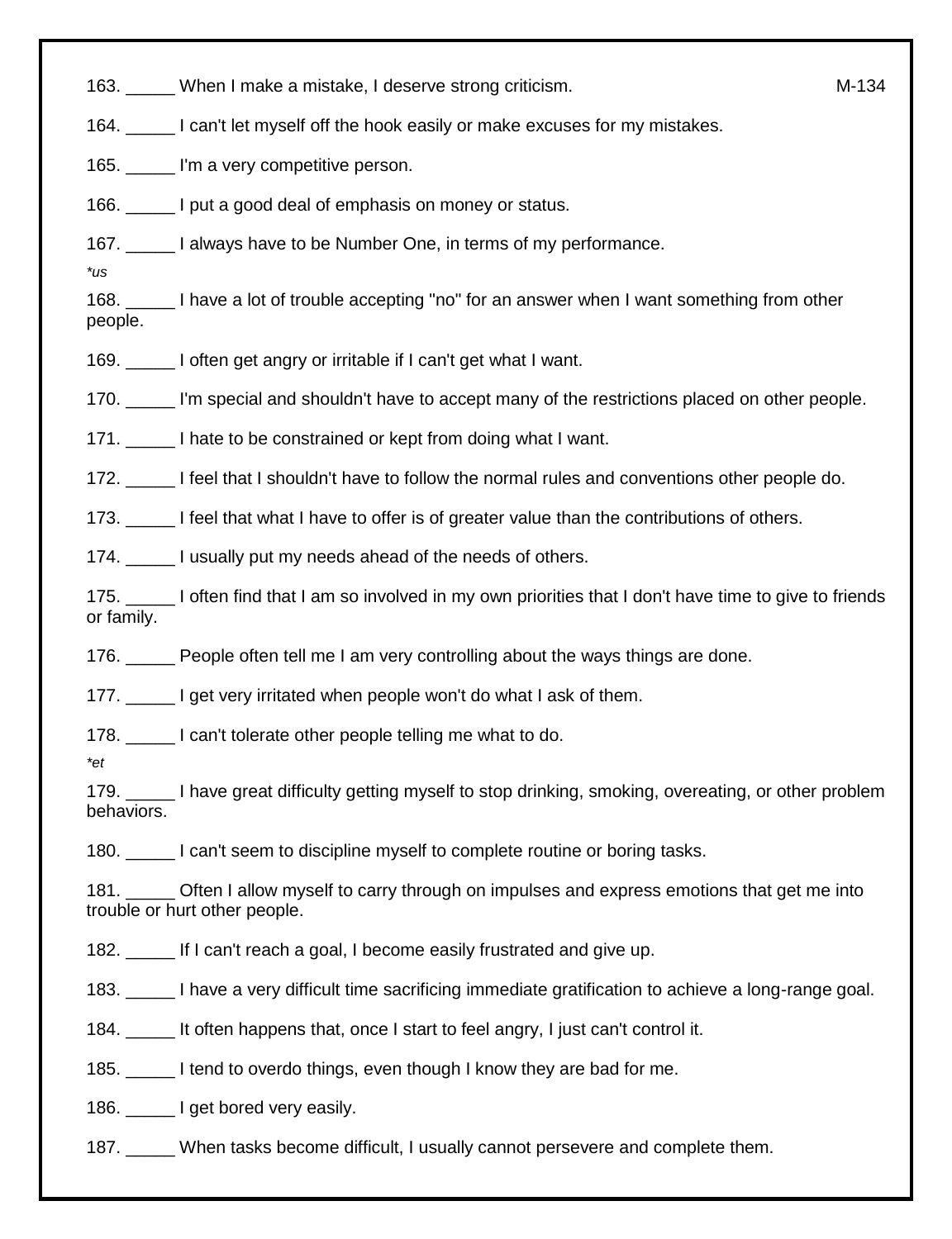163. _____ When I make a mistake, I deserve strong criticism. M-134

164. _____ I can't let myself off the hook easily or make excuses for my mistakes.

165. _____ I'm a very competitive person.

166. _____ I put a good deal of emphasis on money or status.

167. _____ I always have to be Number One, in terms of my performance.

*us*

168. _____ I have a lot of trouble accepting "no" for an answer when I want something from other people.

169. _____ I often get angry or irritable if I can't get what I want.

170. _____ I'm special and shouldn't have to accept many of the restrictions placed on other people.

171. _____ I hate to be constrained or kept from doing what I want.

172. _____ I feel that I shouldn't have to follow the normal rules and conventions other people do.

173. _____ I feel that what I have to offer is of greater value than the contributions of others.

174. _____ I usually put my needs ahead of the needs of others.

175. _____ I often find that I am so involved in my own priorities that I don't have time to give to friends or family.

176. _____ People often tell me I am very controlling about the ways things are done.

177. _____ I get very irritated when people won't do what I ask of them.

178. _____ I can't tolerate other people telling me what to do.

*et*

179. _____ I have great difficulty getting myself to stop drinking, smoking, overeating, or other problem behaviors.

180. _____ I can't seem to discipline myself to complete routine or boring tasks.

181. _____ Often I allow myself to carry through on impulses and express emotions that get me into trouble or hurt other people.

182. _____ If I can't reach a goal, I become easily frustrated and give up.

183. _____ I have a very difficult time sacrificing immediate gratification to achieve a long-range goal.

184. _____ It often happens that, once I start to feel angry, I just can't control it.

185. _____ I tend to overdo things, even though I know they are bad for me.

186. _____ I get bored very easily.

187. _____ When tasks become difficult, I usually cannot persevere and complete them.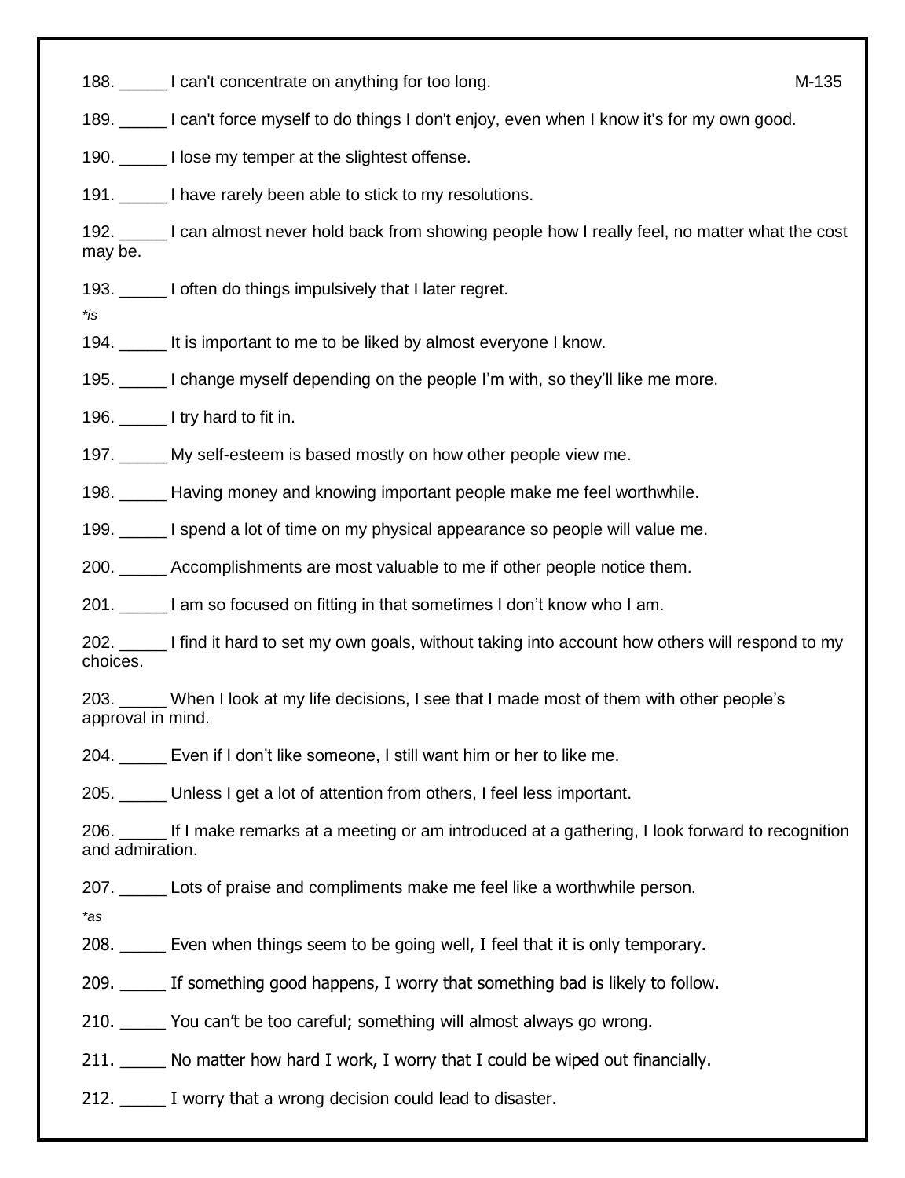188. _____ I can't concentrate on anything for too long. M-135

189. _____ I can't force myself to do things I don't enjoy, even when I know it's for my own good.

190. _____ I lose my temper at the slightest offense.

191. _____ I have rarely been able to stick to my resolutions.

192. _____ I can almost never hold back from showing people how I really feel, no matter what the cost may be.

193. _____ I often do things impulsively that I later regret.

*is*

194. _____ It is important to me to be liked by almost everyone I know.

195. _____ I change myself depending on the people I'm with, so they'll like me more.

196. _____ I try hard to fit in.

197. _____ My self-esteem is based mostly on how other people view me.

198. _____ Having money and knowing important people make me feel worthwhile.

199. _____ I spend a lot of time on my physical appearance so people will value me.

200. _____ Accomplishments are most valuable to me if other people notice them.

201. _____ I am so focused on fitting in that sometimes I don't know who I am.

202. _____ I find it hard to set my own goals, without taking into account how others will respond to my choices.

203. _____ When I look at my life decisions, I see that I made most of them with other people's approval in mind.

204. _____ Even if I don't like someone, I still want him or her to like me.

205. _____ Unless I get a lot of attention from others, I feel less important.

206. _____ If I make remarks at a meeting or am introduced at a gathering, I look forward to recognition and admiration.

207. _____ Lots of praise and compliments make me feel like a worthwhile person.

*as*

208. _____ Even when things seem to be going well, I feel that it is only temporary.

209. _____ If something good happens, I worry that something bad is likely to follow.

210. _____ You can't be too careful; something will almost always go wrong.

211. _____ No matter how hard I work, I worry that I could be wiped out financially.

212. _____ I worry that a wrong decision could lead to disaster.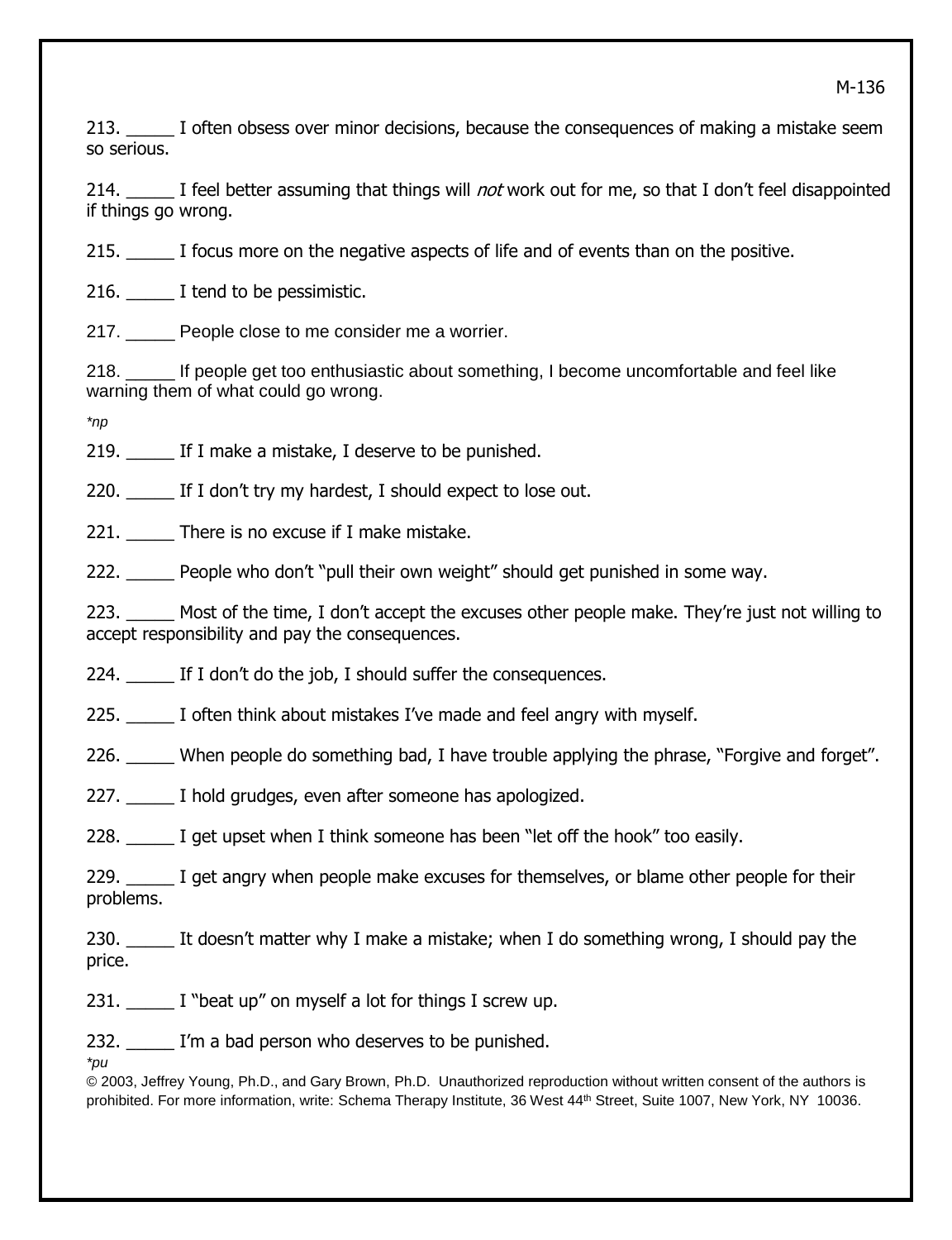213. _____ I often obsess over minor decisions, because the consequences of making a mistake seem so serious.

214. _____ I feel better assuming that things will *not* work out for me, so that I don't feel disappointed if things go wrong.

215. _____ I focus more on the negative aspects of life and of events than on the positive.

216. _____ I tend to be pessimistic.

217. _____ People close to me consider me a worrier.

218. _____ If people get too enthusiastic about something, I become uncomfortable and feel like warning them of what could go wrong.

*\*np*

219. _____ If I make a mistake, I deserve to be punished.

220. _____ If I don't try my hardest, I should expect to lose out.

221. _____ There is no excuse if I make mistake.

222. _____ People who don't "pull their own weight" should get punished in some way.

223. _____ Most of the time, I don't accept the excuses other people make. They're just not willing to accept responsibility and pay the consequences.

224. _____ If I don't do the job, I should suffer the consequences.

225. _____ I often think about mistakes I've made and feel angry with myself.

226. _____ When people do something bad, I have trouble applying the phrase, "Forgive and forget".

227. _____ I hold grudges, even after someone has apologized.

228. _____ I get upset when I think someone has been "let off the hook" too easily.

229. _____ I get angry when people make excuses for themselves, or blame other people for their problems.

230. _____ It doesn't matter why I make a mistake; when I do something wrong, I should pay the price.

231. _____ I "beat up" on myself a lot for things I screw up.

232. _____ I'm a bad person who deserves to be punished.

*\*pu*

© 2003, Jeffrey Young, Ph.D., and Gary Brown, Ph.D. Unauthorized reproduction without written consent of the authors is prohibited. For more information, write: Schema Therapy Institute, 36 West 44th Street, Suite 1007, New York, NY 10036.